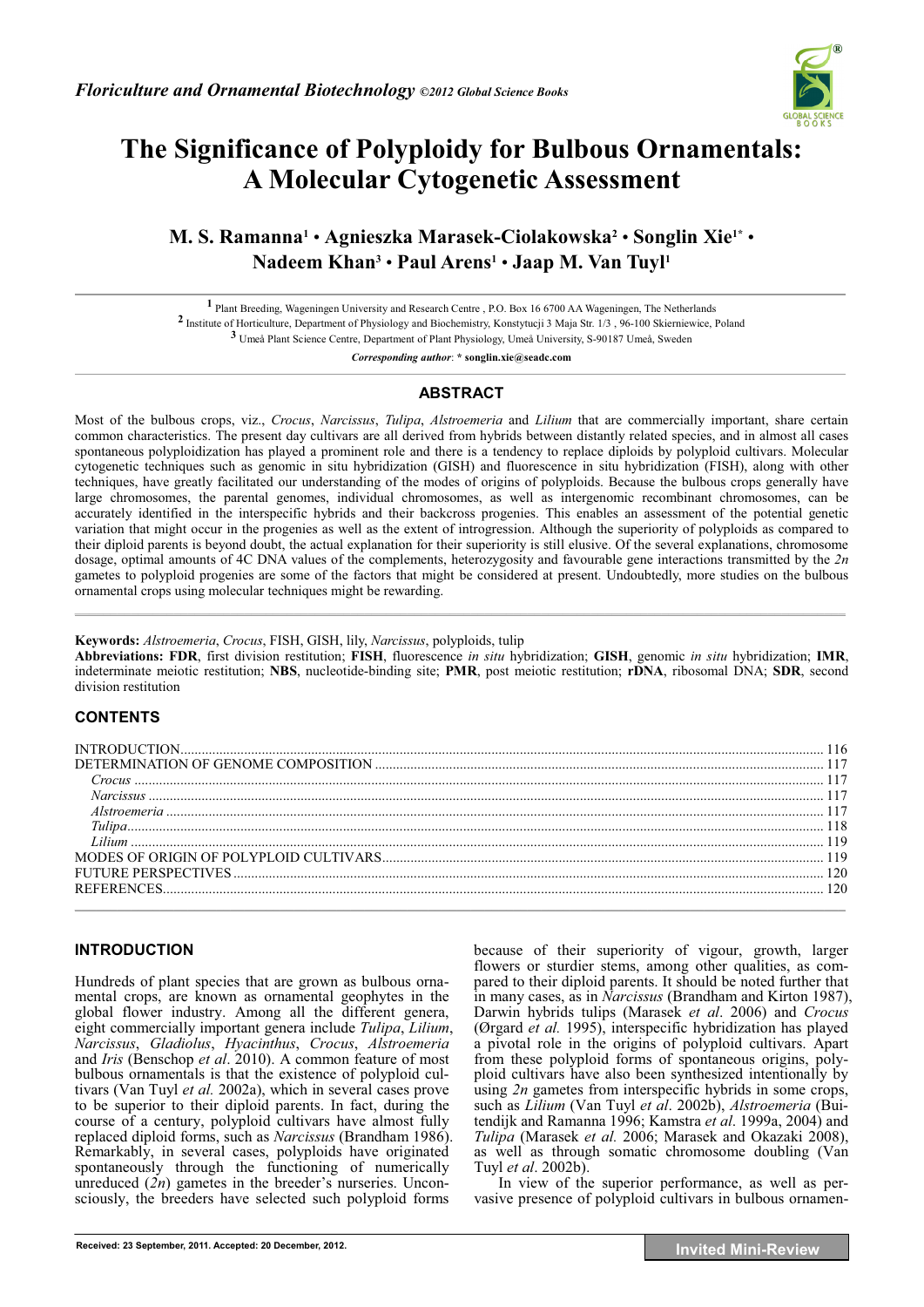# The Significance of Polyploidy for Bulbous Ornamentals: A Molecular Cytogenetic Assessment

**M. S. Ramanna[1] • Agnieszka Marasek-Ciolakowska[2] • Songlin Xie[1*] • Nadeem Khan[3] • Paul Arens[1] • Jaap M. Van Tuyl[1]**

[1] Plant Breeding, Wageningen University and Research Centre , P.O. Box 16 6700 AA Wageningen, The Netherlands
[2] Institute of Horticulture, Department of Physiology and Biochemistry, Konstytucji 3 Maja Str. 1/3 , 96-100 Skierniewice, Poland
[3] Umeå Plant Science Centre, Department of Plant Physiology, Umeå University, S-90187 Umeå, Sweden

*Corresponding author*: * **songlin.xie@seadc.com**

## ABSTRACT

Most of the bulbous crops, viz., *Crocus*, *Narcissus*, *Tulipa*, *Alstroemeria* and *Lilium* that are commercially important, share certain common characteristics. The present day cultivars are all derived from hybrids between distantly related species, and in almost all cases spontaneous polyploidization has played a prominent role and there is a tendency to replace diploids by polyploid cultivars. Molecular cytogenetic techniques such as genomic in situ hybridization (GISH) and fluorescence in situ hybridization (FISH), along with other techniques, have greatly facilitated our understanding of the modes of origins of polyploids. Because the bulbous crops generally have large chromosomes, the parental genomes, individual chromosomes, as well as intergenomic recombinant chromosomes, can be accurately identified in the interspecific hybrids and their backcross progenies. This enables an assessment of the potential genetic variation that might occur in the progenies as well as the extent of introgression. Although the superiority of polyploids as compared to their diploid parents is beyond doubt, the actual explanation for their superiority is still elusive. Of the several explanations, chromosome dosage, optimal amounts of 4C DNA values of the complements, heterozygosity and favourable gene interactions transmitted by the *2n* gametes to polyploid progenies are some of the factors that might be considered at present. Undoubtedly, more studies on the bulbous ornamental crops using molecular techniques might be rewarding.

**Keywords:** *Alstroemeria*, *Crocus*, FISH, GISH, lily, *Narcissus*, polyploids, tulip
**Abbreviations: FDR**, first division restitution; **FISH**, fluorescence *in situ* hybridization; **GISH**, genomic *in situ* hybridization; **IMR**, indeterminate meiotic restitution; **NBS**, nucleotide-binding site; **PMR**, post meiotic restitution; **rDNA**, ribosomal DNA; **SDR**, second division restitution

## CONTENTS

INTRODUCTION .......... 116
DETERMINATION OF GENOME COMPOSITION .......... 117
*Crocus* .......... 117
*Narcissus* .......... 117
*Alstroemeria* .......... 117
*Tulipa* .......... 118
*Lilium* .......... 119
MODES OF ORIGIN OF POLYPLOID CULTIVARS .......... 119
FUTURE PERSPECTIVES .......... 120
REFERENCES .......... 120

## INTRODUCTION

Hundreds of plant species that are grown as bulbous ornamental crops, are known as ornamental geophytes in the global flower industry. Among all the different genera, eight commercially important genera include *Tulipa*, *Lilium*, *Narcissus*, *Gladiolus*, *Hyacinthus*, *Crocus*, *Alstroemeria* and *Iris* (Benschop *et al*. 2010). A common feature of most bulbous ornamentals is that the existence of polyploid cultivars (Van Tuyl *et al.* 2002a), which in several cases prove to be superior to their diploid parents. In fact, during the course of a century, polyploid cultivars have almost fully replaced diploid forms, such as *Narcissus* (Brandham 1986). Remarkably, in several cases, polyploids have originated spontaneously through the functioning of numerically unreduced (*2n*) gametes in the breeder's nurseries. Unconsciously, the breeders have selected such polyploid forms because of their superiority of vigour, growth, larger flowers or sturdier stems, among other qualities, as compared to their diploid parents. It should be noted further that in many cases, as in *Narcissus* (Brandham and Kirton 1987), Darwin hybrids tulips (Marasek *et al*. 2006) and *Crocus* (Ørgard *et al.* 1995), interspecific hybridization has played a pivotal role in the origins of polyploid cultivars. Apart from these polyploid forms of spontaneous origins, polyploid cultivars have also been synthesized intentionally by using *2n* gametes from interspecific hybrids in some crops, such as *Lilium* (Van Tuyl *et al*. 2002b), *Alstroemeria* (Buitendijk and Ramanna 1996; Kamstra *et al*. 1999a, 2004) and *Tulipa* (Marasek *et al.* 2006; Marasek and Okazaki 2008), as well as through somatic chromosome doubling (Van Tuyl *et al*. 2002b).

In view of the superior performance, as well as pervasive presence of polyploid cultivars in bulbous ornamen-

Received: 23 September, 2011. Accepted: 20 December, 2012.

Invited Mini-Review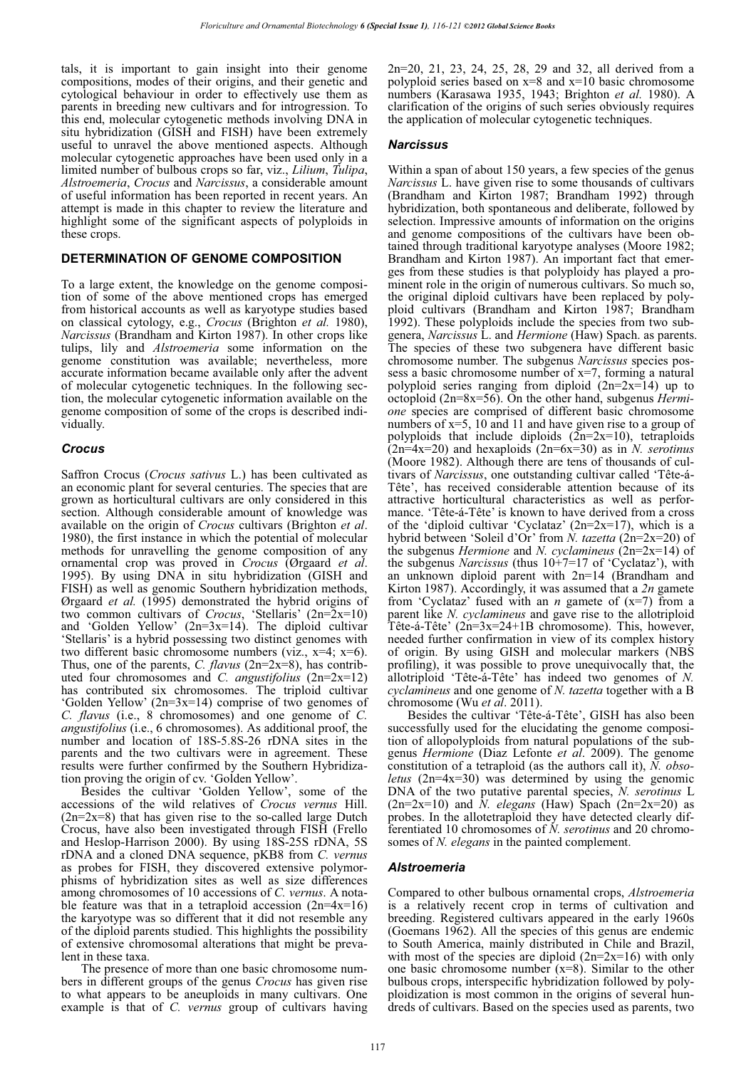tals, it is important to gain insight into their genome compositions, modes of their origins, and their genetic and cytological behaviour in order to effectively use them as parents in breeding new cultivars and for introgression. To this end, molecular cytogenetic methods involving DNA in situ hybridization (GISH and FISH) have been extremely useful to unravel the above mentioned aspects. Although molecular cytogenetic approaches have been used only in a limited number of bulbous crops so far, viz., *Lilium*, *Tulipa*, *Alstroemeria*, *Crocus* and *Narcissus*, a considerable amount of useful information has been reported in recent years. An attempt is made in this chapter to review the literature and highlight some of the significant aspects of polyploids in these crops.

## DETERMINATION OF GENOME COMPOSITION

To a large extent, the knowledge on the genome composition of some of the above mentioned crops has emerged from historical accounts as well as karyotype studies based on classical cytology, e.g., *Crocus* (Brighton *et al.* 1980), *Narcissus* (Brandham and Kirton 1987). In other crops like tulips, lily and *Alstroemeria* some information on the genome constitution was available; nevertheless, more accurate information became available only after the advent of molecular cytogenetic techniques. In the following section, the molecular cytogenetic information available on the genome composition of some of the crops is described individually.

### *Crocus*

Saffron Crocus (*Crocus sativus* L.) has been cultivated as an economic plant for several centuries. The species that are grown as horticultural cultivars are only considered in this section. Although considerable amount of knowledge was available on the origin of *Crocus* cultivars (Brighton *et al*. 1980), the first instance in which the potential of molecular methods for unravelling the genome composition of any ornamental crop was proved in *Crocus* (Ørgaard *et al*. 1995). By using DNA in situ hybridization (GISH and FISH) as well as genomic Southern hybridization methods, Ørgaard *et al.* (1995) demonstrated the hybrid origins of two common cultivars of *Crocus*, 'Stellaris' (2n=2x=10) and 'Golden Yellow' (2n=3x=14). The diploid cultivar 'Stellaris' is a hybrid possessing two distinct genomes with two different basic chromosome numbers (viz., x=4; x=6). Thus, one of the parents, *C. flavus* (2n=2x=8), has contributed four chromosomes and *C. angustifolius* (2n=2x=12) has contributed six chromosomes. The triploid cultivar 'Golden Yellow' (2n=3x=14) comprise of two genomes of *C. flavus* (i.e., 8 chromosomes) and one genome of *C. angustifolius* (i.e., 6 chromosomes). As additional proof, the number and location of 18S-5.8S-26 rDNA sites in the parents and the two cultivars were in agreement. These results were further confirmed by the Southern Hybridization proving the origin of cv. 'Golden Yellow'.

Besides the cultivar 'Golden Yellow', some of the accessions of the wild relatives of *Crocus vernus* Hill. (2n=2x=8) that has given rise to the so-called large Dutch Crocus, have also been investigated through FISH (Frello and Heslop-Harrison 2000). By using 18S-25S rDNA, 5S rDNA and a cloned DNA sequence, pKB8 from *C. vernus* as probes for FISH, they discovered extensive polymorphisms of hybridization sites as well as size differences among chromosomes of 10 accessions of *C. vernus*. A notable feature was that in a tetraploid accession (2n=4x=16) the karyotype was so different that it did not resemble any of the diploid parents studied. This highlights the possibility of extensive chromosomal alterations that might be prevalent in these taxa.

The presence of more than one basic chromosome numbers in different groups of the genus *Crocus* has given rise to what appears to be aneuploids in many cultivars. One example is that of *C. vernus* group of cultivars having 2n=20, 21, 23, 24, 25, 28, 29 and 32, all derived from a polyploid series based on x=8 and x=10 basic chromosome numbers (Karasawa 1935, 1943; Brighton *et al.* 1980). A clarification of the origins of such series obviously requires the application of molecular cytogenetic techniques.

### *Narcissus*

Within a span of about 150 years, a few species of the genus *Narcissus* L. have given rise to some thousands of cultivars (Brandham and Kirton 1987; Brandham 1992) through hybridization, both spontaneous and deliberate, followed by selection. Impressive amounts of information on the origins and genome compositions of the cultivars have been obtained through traditional karyotype analyses (Moore 1982; Brandham and Kirton 1987). An important fact that emerges from these studies is that polyploidy has played a prominent role in the origin of numerous cultivars. So much so, the original diploid cultivars have been replaced by polyploid cultivars (Brandham and Kirton 1987; Brandham 1992). These polyploids include the species from two subgenera, *Narcissus* L. and *Hermione* (Haw) Spach. as parents. The species of these two subgenera have different basic chromosome number. The subgenus *Narcissus* species possess a basic chromosome number of x=7, forming a natural polyploid series ranging from diploid (2n=2x=14) up to octoploid (2n=8x=56). On the other hand, subgenus *Hermione* species are comprised of different basic chromosome numbers of x=5, 10 and 11 and have given rise to a group of polyploids that include diploids (2n=2x=10), tetraploids (2n=4x=20) and hexaploids (2n=6x=30) as in *N. serotinus* (Moore 1982). Although there are tens of thousands of cultivars of *Narcissus*, one outstanding cultivar called 'Tête-á-Tête', has received considerable attention because of its attractive horticultural characteristics as well as performance. 'Tête-á-Tête' is known to have derived from a cross of the 'diploid cultivar 'Cyclataz' (2n=2x=17), which is a hybrid between 'Soleil d'Or' from *N. tazetta* (2n=2x=20) of the subgenus *Hermione* and *N. cyclamineus* (2n=2x=14) of the subgenus *Narcissus* (thus 10+7=17 of 'Cyclataz'), with an unknown diploid parent with 2n=14 (Brandham and Kirton 1987). Accordingly, it was assumed that a *2n* gamete from 'Cyclataz' fused with an *n* gamete of (x=7) from a parent like *N. cyclamineus* and gave rise to the allotriploid 'Tête-á-Tête' (2n=3x=24+1B chromosome). This, however, needed further confirmation in view of its complex history of origin. By using GISH and molecular markers (NBS profiling), it was possible to prove unequivocally that, the allotriploid 'Tête-á-Tête' has indeed two genomes of *N. cyclamineus* and one genome of *N. tazetta* together with a B chromosome (Wu *et al*. 2011).

Besides the cultivar 'Tête-á-Tête', GISH has also been successfully used for the elucidating the genome composition of allopolyploids from natural populations of the subgenus *Hermione* (Diaz Lefonte *et al*. 2009). The genome constitution of a tetraploid (as the authors call it), *N. obsoletus* (2n=4x=30) was determined by using the genomic DNA of the two putative parental species, *N. serotinus* L (2n=2x=10) and *N. elegans* (Haw) Spach (2n=2x=20) as probes. In the allotetraploid they have detected clearly differentiated 10 chromosomes of *N. serotinus* and 20 chromosomes of *N. elegans* in the painted complement.

### *Alstroemeria*

Compared to other bulbous ornamental crops, *Alstroemeria* is a relatively recent crop in terms of cultivation and breeding. Registered cultivars appeared in the early 1960s (Goemans 1962). All the species of this genus are endemic to South America, mainly distributed in Chile and Brazil, with most of the species are diploid (2n=2x=16) with only one basic chromosome number (x=8). Similar to the other bulbous crops, interspecific hybridization followed by polyploidization is most common in the origins of several hundreds of cultivars. Based on the species used as parents, two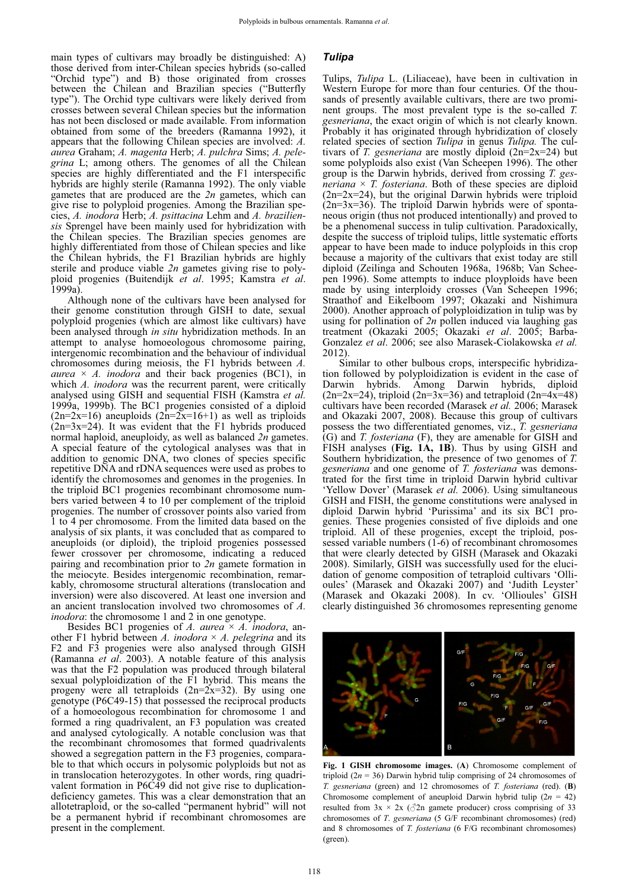main types of cultivars may broadly be distinguished: A) those derived from inter-Chilean species hybrids (so-called "Orchid type") and B) those originated from crosses between the Chilean and Brazilian species ("Butterfly type"). The Orchid type cultivars were likely derived from crosses between several Chilean species but the information has not been disclosed or made available. From information obtained from some of the breeders (Ramanna 1992), it appears that the following Chilean species are involved: *A. aurea* Graham; *A. magenta* Herb; *A. pulchra* Sims; *A. pelegrina* L; among others. The genomes of all the Chilean species are highly differentiated and the F1 interspecific hybrids are highly sterile (Ramanna 1992). The only viable gametes that are produced are the *2n* gametes, which can give rise to polyploid progenies. Among the Brazilian species, *A. inodora* Herb; *A. psittacina* Lehm and *A. braziliensis* Sprengel have been mainly used for hybridization with the Chilean species. The Brazilian species genomes are highly differentiated from those of Chilean species and like the Chilean hybrids, the F1 Brazilian hybrids are highly sterile and produce viable *2n* gametes giving rise to polyploid progenies (Buitendijk *et al*. 1995; Kamstra *et al*. 1999a).

Although none of the cultivars have been analysed for their genome constitution through GISH to date, sexual polyploid progenies (which are almost like cultivars) have been analysed through *in situ* hybridization methods. In an attempt to analyse homoeologous chromosome pairing, intergenomic recombination and the behaviour of individual chromosomes during meiosis, the F1 hybrids between *A. aurea* × *A. inodora* and their back progenies (BC1), in which *A. inodora* was the recurrent parent, were critically analysed using GISH and sequential FISH (Kamstra *et al.* 1999a, 1999b). The BC1 progenies consisted of a diploid (2n=2x=16) aneuploids (2n=2x=16+1) as well as triploids (2n=3x=24). It was evident that the F1 hybrids produced normal haploid, aneuploidy, as well as balanced *2n* gametes. A special feature of the cytological analyses was that in addition to genomic DNA, two clones of species specific repetitive DNA and rDNA sequences were used as probes to identify the chromosomes and genomes in the progenies. In the triploid BC1 progenies recombinant chromosome numbers varied between 4 to 10 per complement of the triploid progenies. The number of crossover points also varied from 1 to 4 per chromosome. From the limited data based on the analysis of six plants, it was concluded that as compared to aneuploids (or diploid), the triploid progenies possessed fewer crossover per chromosome, indicating a reduced pairing and recombination prior to *2n* gamete formation in the meiocyte. Besides intergenomic recombination, remarkably, chromosome structural alterations (translocation and inversion) were also discovered. At least one inversion and an ancient translocation involved two chromosomes of *A. inodora*: the chromosome 1 and 2 in one genotype.

Besides BC1 progenies of *A. aurea* × *A. inodora*, another F1 hybrid between *A. inodora* × *A. pelegrina* and its F2 and F3 progenies were also analysed through GISH (Ramanna *et al*. 2003). A notable feature of this analysis was that the F2 population was produced through bilateral sexual polyploidization of the F1 hybrid. This means the progeny were all tetraploids (2n=2x=32). By using one genotype (P6C49-15) that possessed the reciprocal products of a homoeologous recombination for chromosome 1 and formed a ring quadrivalent, an F3 population was created and analysed cytologically. A notable conclusion was that the recombinant chromosomes that formed quadrivalents showed a segregation pattern in the F3 progenies, comparable to that which occurs in polysomic polyploids but not as in translocation heterozygotes. In other words, ring quadrivalent formation in P6C49 did not give rise to duplication-deficiency gametes. This was a clear demonstration that an allotetraploid, or the so-called "permanent hybrid" will not be a permanent hybrid if recombinant chromosomes are present in the complement.

## *Tulipa*

Tulips, *Tulipa* L. (Liliaceae), have been in cultivation in Western Europe for more than four centuries. Of the thousands of presently available cultivars, there are two prominent groups. The most prevalent type is the so-called *T. gesneriana*, the exact origin of which is not clearly known. Probably it has originated through hybridization of closely related species of section *Tulipa* in genus *Tulipa.* The cultivars of *T. gesneriana* are mostly diploid (2n=2x=24) but some polyploids also exist (Van Scheepen 1996). The other group is the Darwin hybrids, derived from crossing *T. gesneriana* × *T. fosteriana*. Both of these species are diploid (2n=2x=24), but the original Darwin hybrids were triploid (2n=3x=36). The triploid Darwin hybrids were of spontaneous origin (thus not produced intentionally) and proved to be a phenomenal success in tulip cultivation. Paradoxically, despite the success of triploid tulips, little systematic efforts appear to have been made to induce polyploids in this crop because a majority of the cultivars that exist today are still diploid (Zeilinga and Schouten 1968a, 1968b; Van Scheepen 1996). Some attempts to induce ployploids have been made by using interploidy crosses (Van Scheepen 1996; Straathof and Eikelboom 1997; Okazaki and Nishimura 2000). Another approach of polyploidization in tulip was by using for pollination of *2n* pollen induced via laughing gas treatment (Okazaki 2005; Okazaki *et al*. 2005; Barba-Gonzalez *et al*. 2006; see also Marasek-Ciolakowska *et al.* 2012).

Similar to other bulbous crops, interspecific hybridization followed by polyploidization is evident in the case of Darwin hybrids. Among Darwin hybrids, diploid (2n=2x=24), triploid (2n=3x=36) and tetraploid (2n=4x=48) cultivars have been recorded (Marasek *et al.* 2006; Marasek and Okazaki 2007, 2008). Because this group of cultivars possess the two differentiated genomes, viz., *T. gesneriana* (G) and *T. fosteriana* (F), they are amenable for GISH and FISH analyses (**Fig. 1A, 1B**). Thus by using GISH and Southern hybridization, the presence of two genomes of *T. gesneriana* and one genome of *T. fosteriana* was demonstrated for the first time in triploid Darwin hybrid cultivar 'Yellow Dover' (Marasek *et al.* 2006). Using simultaneous GISH and FISH, the genome constitutions were analysed in diploid Darwin hybrid 'Purissima' and its six BC1 progenies. These progenies consisted of five diploids and one triploid. All of these progenies, except the triploid, possessed variable numbers (1-6) of recombinant chromosomes that were clearly detected by GISH (Marasek and Okazaki 2008). Similarly, GISH was successfully used for the elucidation of genome composition of tetraploid cultivars 'Ollioules' (Marasek and Okazaki 2007) and 'Judith Leyster' (Marasek and Okazaki 2008). In cv. 'Ollioules' GISH clearly distinguished 36 chromosomes representing genome

**Fig. 1 GISH chromosome images.** (**A**) Chromosome complement of triploid (2*n* = 36) Darwin hybrid tulip comprising of 24 chromosomes of *T. gesneriana* (green) and 12 chromosomes of *T. fosteriana* (red). (**B**) Chromosome complement of aneuploid Darwin hybrid tulip (2*n* = 42) resulted from 3x × 2x (♂2n gamete producer) cross comprising of 33 chromosomes of *T. gesneriana* (5 G/F recombinant chromosomes) (red) and 8 chromosomes of *T. fosteriana* (6 F/G recombinant chromosomes) (green).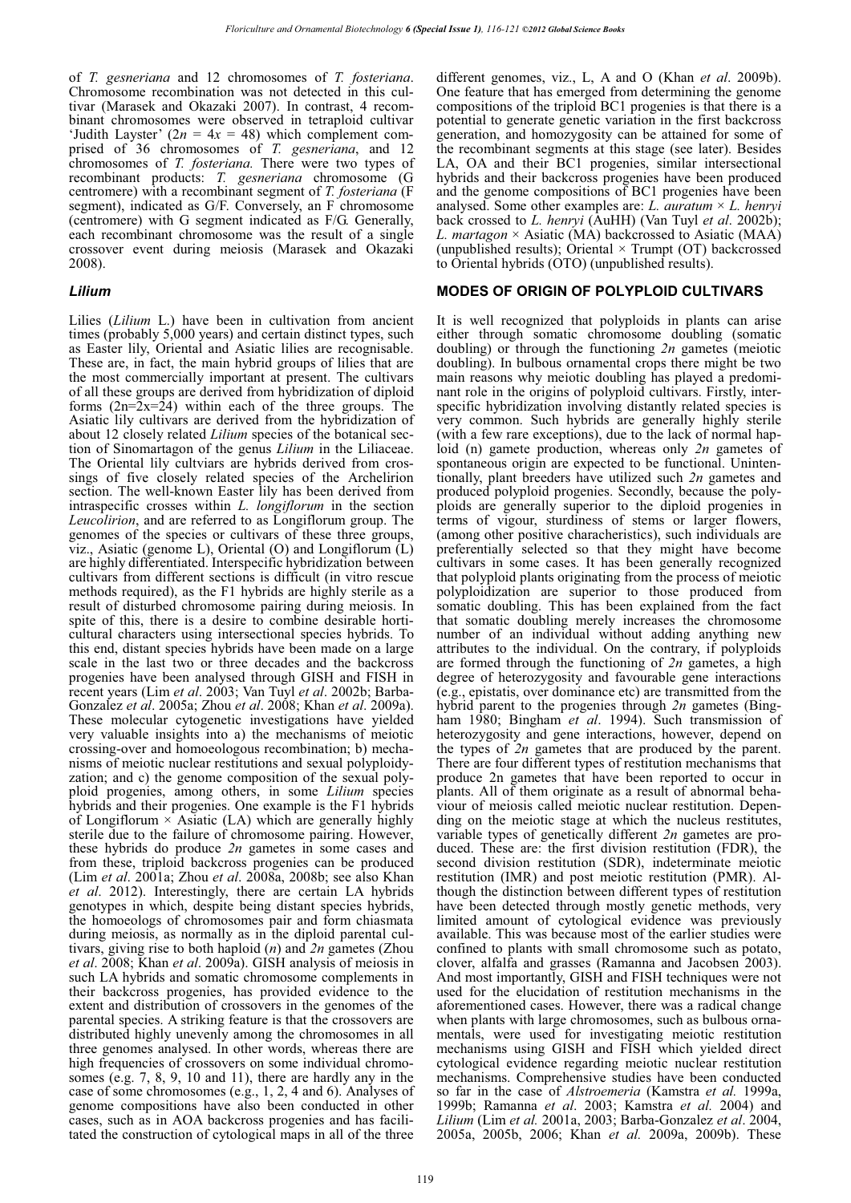of *T. gesneriana* and 12 chromosomes of *T. fosteriana*. Chromosome recombination was not detected in this cultivar (Marasek and Okazaki 2007). In contrast, 4 recombinant chromosomes were observed in tetraploid cultivar 'Judith Layster' ($2n = 4x = 48$) which complement comprised of 36 chromosomes of *T. gesneriana*, and 12 chromosomes of *T. fosteriana.* There were two types of recombinant products: *T. gesneriana* chromosome (G centromere) with a recombinant segment of *T. fosteriana* (F segment), indicated as G/F. Conversely, an F chromosome (centromere) with G segment indicated as F/G. Generally, each recombinant chromosome was the result of a single crossover event during meiosis (Marasek and Okazaki 2008).

### *Lilium*

Lilies (*Lilium* L.) have been in cultivation from ancient times (probably 5,000 years) and certain distinct types, such as Easter lily, Oriental and Asiatic lilies are recognisable. These are, in fact, the main hybrid groups of lilies that are the most commercially important at present. The cultivars of all these groups are derived from hybridization of diploid forms ($2n=2x=24$) within each of the three groups. The Asiatic lily cultivars are derived from the hybridization of about 12 closely related *Lilium* species of the botanical section of Sinomartagon of the genus *Lilium* in the Liliaceae. The Oriental lily cultviars are hybrids derived from crossings of five closely related species of the Archelirion section. The well-known Easter lily has been derived from intraspecific crosses within *L. longiflorum* in the section *Leucolirion*, and are referred to as Longiflorum group. The genomes of the species or cultivars of these three groups, viz., Asiatic (genome L), Oriental (O) and Longiflorum (L) are highly differentiated. Interspecific hybridization between cultivars from different sections is difficult (in vitro rescue methods required), as the F1 hybrids are highly sterile as a result of disturbed chromosome pairing during meiosis. In spite of this, there is a desire to combine desirable horticultural characters using intersectional species hybrids. To this end, distant species hybrids have been made on a large scale in the last two or three decades and the backcross progenies have been analysed through GISH and FISH in recent years (Lim *et al*. 2003; Van Tuyl *et al*. 2002b; Barba-Gonzalez *et al*. 2005a; Zhou *et al*. 2008; Khan *et al*. 2009a). These molecular cytogenetic investigations have yielded very valuable insights into a) the mechanisms of meiotic crossing-over and homoeologous recombination; b) mechanisms of meiotic nuclear restitutions and sexual polyploidyzation; and c) the genome composition of the sexual polyploid progenies, among others, in some *Lilium* species hybrids and their progenies. One example is the F1 hybrids of Longiflorum × Asiatic (LA) which are generally highly sterile due to the failure of chromosome pairing. However, these hybrids do produce *2n* gametes in some cases and from these, triploid backcross progenies can be produced (Lim *et al*. 2001a; Zhou *et al*. 2008a, 2008b; see also Khan *et al*. 2012). Interestingly, there are certain LA hybrids genotypes in which, despite being distant species hybrids, the homoeologs of chromosomes pair and form chiasmata during meiosis, as normally as in the diploid parental cultivars, giving rise to both haploid (*n*) and *2n* gametes (Zhou *et al*. 2008; Khan *et al*. 2009a). GISH analysis of meiosis in such LA hybrids and somatic chromosome complements in their backcross progenies, has provided evidence to the extent and distribution of crossovers in the genomes of the parental species. A striking feature is that the crossovers are distributed highly unevenly among the chromosomes in all three genomes analysed. In other words, whereas there are high frequencies of crossovers on some individual chromosomes (e.g. 7, 8, 9, 10 and 11), there are hardly any in the case of some chromosomes (e.g., 1, 2, 4 and 6). Analyses of genome compositions have also been conducted in other cases, such as in AOA backcross progenies and has facilitated the construction of cytological maps in all of the three different genomes, viz., L, A and O (Khan *et al*. 2009b). One feature that has emerged from determining the genome compositions of the triploid BC1 progenies is that there is a potential to generate genetic variation in the first backcross generation, and homozygosity can be attained for some of the recombinant segments at this stage (see later). Besides LA, OA and their BC1 progenies, similar intersectional hybrids and their backcross progenies have been produced and the genome compositions of BC1 progenies have been analysed. Some other examples are: *L. auratum* × *L. henryi* back crossed to *L. henryi* (AuHH) (Van Tuyl *et al*. 2002b); *L. martagon* × Asiatic (MA) backcrossed to Asiatic (MAA) (unpublished results); Oriental × Trumpt (OT) backcrossed to Oriental hybrids (OTO) (unpublished results).

## MODES OF ORIGIN OF POLYPLOID CULTIVARS

It is well recognized that polyploids in plants can arise either through somatic chromosome doubling (somatic doubling) or through the functioning *2n* gametes (meiotic doubling). In bulbous ornamental crops there might be two main reasons why meiotic doubling has played a predominant role in the origins of polyploid cultivars. Firstly, interspecific hybridization involving distantly related species is very common. Such hybrids are generally highly sterile (with a few rare exceptions), due to the lack of normal haploid (n) gamete production, whereas only *2n* gametes of spontaneous origin are expected to be functional. Unintentionally, plant breeders have utilized such *2n* gametes and produced polyploid progenies. Secondly, because the polyploids are generally superior to the diploid progenies in terms of vigour, sturdiness of stems or larger flowers, (among other positive characheristics), such individuals are preferentially selected so that they might have become cultivars in some cases. It has been generally recognized that polyploid plants originating from the process of meiotic polyploidization are superior to those produced from somatic doubling. This has been explained from the fact that somatic doubling merely increases the chromosome number of an individual without adding anything new attributes to the individual. On the contrary, if polyploids are formed through the functioning of *2n* gametes, a high degree of heterozygosity and favourable gene interactions (e.g., epistatis, over dominance etc) are transmitted from the hybrid parent to the progenies through *2n* gametes (Bingham 1980; Bingham *et al*. 1994). Such transmission of heterozygosity and gene interactions, however, depend on the types of *2n* gametes that are produced by the parent. There are four different types of restitution mechanisms that produce 2n gametes that have been reported to occur in plants. All of them originate as a result of abnormal behaviour of meiosis called meiotic nuclear restitution. Depending on the meiotic stage at which the nucleus restitutes, variable types of genetically different *2n* gametes are produced. These are: the first division restitution (FDR), the second division restitution (SDR), indeterminate meiotic restitution (IMR) and post meiotic restitution (PMR). Although the distinction between different types of restitution have been detected through mostly genetic methods, very limited amount of cytological evidence was previously available. This was because most of the earlier studies were confined to plants with small chromosome such as potato, clover, alfalfa and grasses (Ramanna and Jacobsen 2003). And most importantly, GISH and FISH techniques were not used for the elucidation of restitution mechanisms in the aforementioned cases. However, there was a radical change when plants with large chromosomes, such as bulbous ornamentals, were used for investigating meiotic restitution mechanisms using GISH and FISH which yielded direct cytological evidence regarding meiotic nuclear restitution mechanisms. Comprehensive studies have been conducted so far in the case of *Alstroemeria* (Kamstra *et al.* 1999a, 1999b; Ramanna *et al*. 2003; Kamstra *et al.* 2004) and *Lilium* (Lim *et al.* 2001a, 2003; Barba-Gonzalez *et al*. 2004, 2005a, 2005b, 2006; Khan *et al.* 2009a, 2009b). These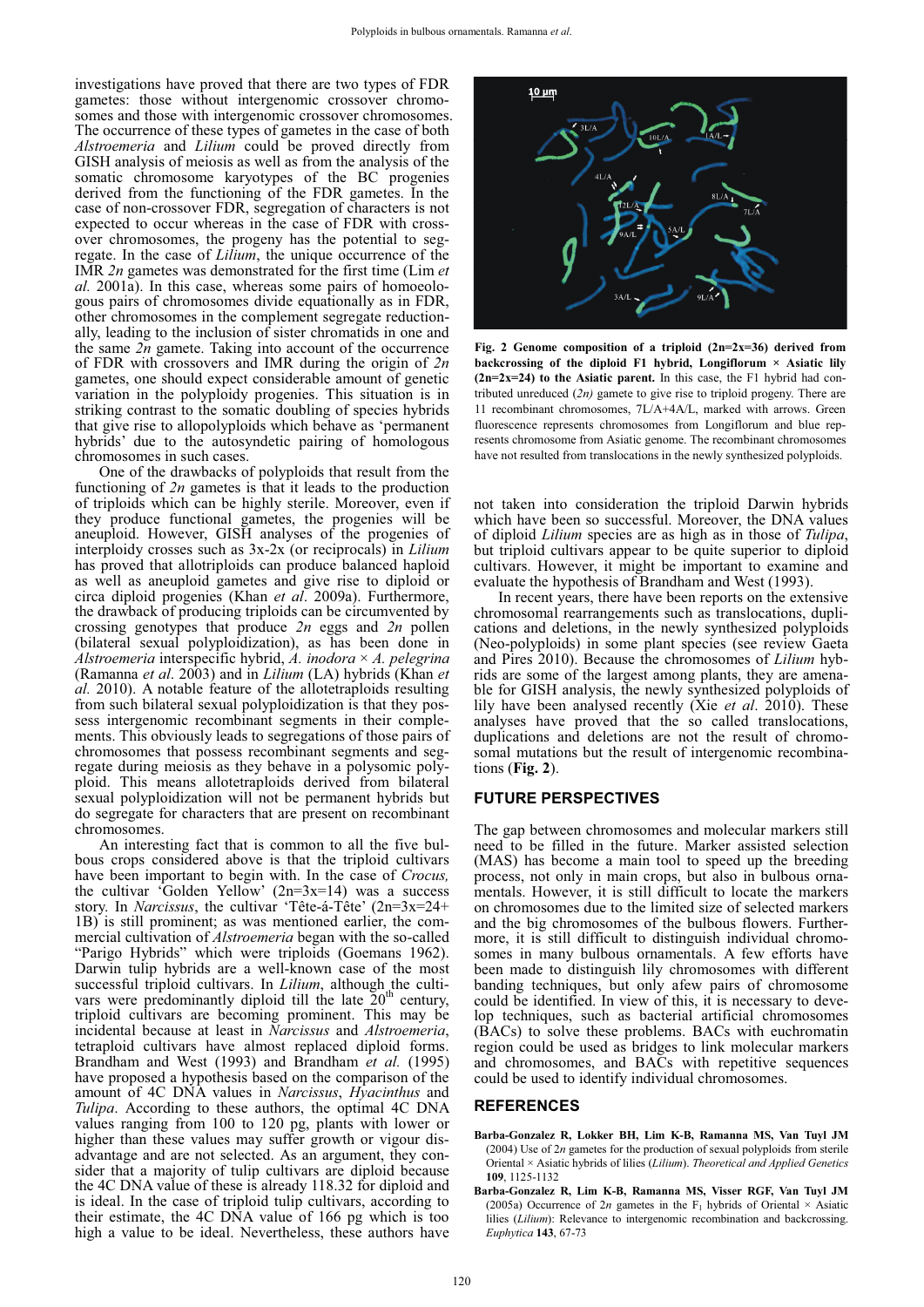investigations have proved that there are two types of FDR gametes: those without intergenomic crossover chromosomes and those with intergenomic crossover chromosomes. The occurrence of these types of gametes in the case of both *Alstroemeria* and *Lilium* could be proved directly from GISH analysis of meiosis as well as from the analysis of the somatic chromosome karyotypes of the BC progenies derived from the functioning of the FDR gametes. In the case of non-crossover FDR, segregation of characters is not expected to occur whereas in the case of FDR with crossover chromosomes, the progeny has the potential to segregate. In the case of *Lilium*, the unique occurrence of the IMR *2n* gametes was demonstrated for the first time (Lim *et al.* 2001a). In this case, whereas some pairs of homoeologous pairs of chromosomes divide equationally as in FDR, other chromosomes in the complement segregate reductionally, leading to the inclusion of sister chromatids in one and the same *2n* gamete. Taking into account of the occurrence of FDR with crossovers and IMR during the origin of *2n* gametes, one should expect considerable amount of genetic variation in the polyploidy progenies. This situation is in striking contrast to the somatic doubling of species hybrids that give rise to allopolyploids which behave as 'permanent hybrids' due to the autosyndetic pairing of homologous chromosomes in such cases.

One of the drawbacks of polyploids that result from the functioning of *2n* gametes is that it leads to the production of triploids which can be highly sterile. Moreover, even if they produce functional gametes, the progenies will be aneuploid. However, GISH analyses of the progenies of interploidy crosses such as 3x-2x (or reciprocals) in *Lilium* has proved that allotriploids can produce balanced haploid as well as aneuploid gametes and give rise to diploid or circa diploid progenies (Khan *et al*. 2009a). Furthermore, the drawback of producing triploids can be circumvented by crossing genotypes that produce *2n* eggs and *2n* pollen (bilateral sexual polyploidization), as has been done in *Alstroemeria* interspecific hybrid, *A. inodora* × *A. pelegrina* (Ramanna *et al*. 2003) and in *Lilium* (LA) hybrids (Khan *et al.* 2010). A notable feature of the allotetraploids resulting from such bilateral sexual polyploidization is that they possess intergenomic recombinant segments in their complements. This obviously leads to segregations of those pairs of chromosomes that possess recombinant segments and segregate during meiosis as they behave in a polysomic polyploid. This means allotetraploids derived from bilateral sexual polyploidization will not be permanent hybrids but do segregate for characters that are present on recombinant chromosomes.

An interesting fact that is common to all the five bulbous crops considered above is that the triploid cultivars have been important to begin with. In the case of *Crocus,* the cultivar 'Golden Yellow' (2n=3x=14) was a success story. In *Narcissus*, the cultivar 'Tête-á-Tête' (2n=3x=24+1B) is still prominent; as was mentioned earlier, the commercial cultivation of *Alstroemeria* began with the so-called "Parigo Hybrids" which were triploids (Goemans 1962). Darwin tulip hybrids are a well-known case of the most successful triploid cultivars. In *Lilium*, although, the cultivars were predominantly diploid till the late 20th century, triploid cultivars are becoming prominent. This may be incidental because at least in *Narcissus* and *Alstroemeria*, tetraploid cultivars have almost replaced diploid forms. Brandham and West (1993) and Brandham *et al.* (1995) have proposed a hypothesis based on the comparison of the amount of 4C DNA values in *Narcissus*, *Hyacinthus* and *Tulipa*. According to these authors, the optimal 4C DNA values ranging from 100 to 120 pg, plants with lower or higher than these values may suffer growth or vigour disadvantage and are not selected. As an argument, they consider that a majority of tulip cultivars are diploid because the 4C DNA value of these is already 118.32 for diploid and is ideal. In the case of triploid tulip cultivars, according to their estimate, the 4C DNA value of 166 pg which is too high a value to be ideal. Nevertheless, these authors have not taken into consideration the triploid Darwin hybrids which have been so successful. Moreover, the DNA values of diploid *Lilium* species are as high as in those of *Tulipa*, but triploid cultivars appear to be quite superior to diploid cultivars. However, it might be important to examine and evaluate the hypothesis of Brandham and West (1993).

**Fig. 2 Genome composition of a triploid (2n=2x=36) derived from backcrossing of the diploid F1 hybrid, Longiflorum × Asiatic lily (2n=2x=24) to the Asiatic parent.** In this case, the F1 hybrid had contributed unreduced *(2n)* gamete to give rise to triploid progeny. There are 11 recombinant chromosomes, 7L/A+4A/L, marked with arrows. Green fluorescence represents chromosomes from Longiflorum and blue represents chromosome from Asiatic genome. The recombinant chromosomes have not resulted from translocations in the newly synthesized polyploids.

In recent years, there have been reports on the extensive chromosomal rearrangements such as translocations, duplications and deletions, in the newly synthesized polyploids (Neo-polyploids) in some plant species (see review Gaeta and Pires 2010). Because the chromosomes of *Lilium* hybrids are some of the largest among plants, they are amenable for GISH analysis, the newly synthesized polyploids of lily have been analysed recently (Xie *et al*. 2010). These analyses have proved that the so called translocations, duplications and deletions are not the result of chromosomal mutations but the result of intergenomic recombinations (**Fig. 2**).

## FUTURE PERSPECTIVES

The gap between chromosomes and molecular markers still need to be filled in the future. Marker assisted selection (MAS) has become a main tool to speed up the breeding process, not only in main crops, but also in bulbous ornamentals. However, it is still difficult to locate the markers on chromosomes due to the limited size of selected markers and the big chromosomes of the bulbous flowers. Furthermore, it is still difficult to distinguish individual chromosomes in many bulbous ornamentals. A few efforts have been made to distinguish lily chromosomes with different banding techniques, but only afew pairs of chromosome could be identified. In view of this, it is necessary to develop techniques, such as bacterial artificial chromosomes (BACs) to solve these problems. BACs with euchromatin region could be used as bridges to link molecular markers and chromosomes, and BACs with repetitive sequences could be used to identify individual chromosomes.

## REFERENCES

**Barba-Gonzalez R, Lokker BH, Lim K-B, Ramanna MS, Van Tuyl JM** (2004) Use of *2n* gametes for the production of sexual polyploids from sterile Oriental × Asiatic hybrids of lilies (*Lilium*). *Theoretical and Applied Genetics* **109**, 1125-1132

**Barba-Gonzalez R, Lim K-B, Ramanna MS, Visser RGF, Van Tuyl JM** (2005a) Occurrence of *2n* gametes in the $F_1$ hybrids of Oriental × Asiatic lilies (*Lilium*): Relevance to intergenomic recombination and backcrossing. *Euphytica* **143**, 67-73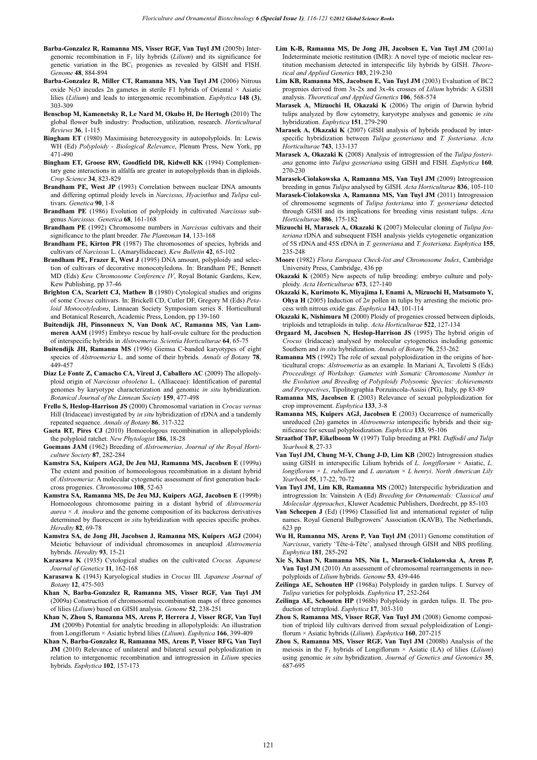**Barba-Gonzalez R, Ramanna MS, Visser RGF, Van Tuyl JM** (2005b) Intergenomic recombination in $F_1$ lily hybrids (*Lilium*) and its significance for genetic variation in the $BC_1$ progenies as revealed by GISH and FISH. *Genome* **48**, 884-894

**Barba-Gonzalez R, Miller CT, Ramanna MS, Van Tuyl JM** (2006) Nitrous oxide $N_2O$ incudes 2n gametes in sterile F1 hybrids of Oriental × Asiatic lilies (*Lilium*) and leads to intergenomic recombination. *Euphytica* **148 (3)**, 303-309

**Benschop M, Kamenetsky R, Le Nard M, Okubo H, De Hertogh** (2010) The global flower bulb industry: Production, utilization, research. *Horticultural Reviews* **36**, 1-115

**Bingham ET** (1980) Maximising heterozygosity in autopolyploids. In: Lewis WH (Ed) *Polyploidy - Biological Relevance*, Plenum Press, New York, pp 471-490

**Bingham ET, Groose RW, Goodfield DR, Kidwell KK** (1994) Complementary gene interactions in alfalfa are greater in autopolyploids than in diploids. *Crop Science* **34**, 823-829

**Brandham PE, West JP** (1993) Correlation between nuclear DNA amounts and differing optimal ploidy levels in *Narcissus, Hyacinthus* and *Tulipa* cultivars. *Genetica* **90**, 1-8

**Brandham PE** (1986) Evolution of polyploidy in cultivated *Narcissus* subgenus *Narcissus. Genetica* **68**, 161-168

**Brandham PE** (1992) Chromosome numbers in *Narcissus* cultivars and their significance to the plant breeder. *The Plantsman* **14**, 133-168

**Brandham PE, Kirton PR** (1987) The chromosomes of species, hybrids and cultivars of *Narcissus* L. (Amaryllidaceae). *Kew Bulletin* **42**, 65-102

**Brandham PE, Frazer E, West J** (1995) DNA amount, polyploidy and selection of cultivars of decorative monocotyledons. In: Brandham PE, Bennett MD (Eds) *Kew Chromosome Conference IV*, Royal Botanic Gardens, Kew, Kew Publishing, pp 37-46

**Brighton CA, Scarlett CJ, Mathew B** (1980) Cytological studies and origins of some *Crocus* cultivars. In: Brickell CD, Cutler DF, Gregory M (Eds) *Petaloid Monocotyledons*, Linnaean Society Symposium series 8. Horticultural and Botanical Research, Academic Press, London, pp 139-160

**Buitendijk JH, Pinsonneux N, Van Donk AC, Ramanna MS, Van Lammeren AAM** (1995) Embryo rescue by half-ovule culture for the production of interspecific hybrids in *Alstroemeria. Scientia Horticulturae* **64**, 65-75

**Buitendijk JH, Ramanna MS** (1996) Giemsa C-banded karyotypes of eight species of *Alstroemeria* L. and some of their hybrids. *Annals of Botany* **78**, 449-457

**Díaz Le Fonte Z, Camacho CA, Vireul J, Caballero AC** (2009) The allopolyploid origin of *Narcissus obsoletus* L. (Alliaceae): Identification of parental genomes by karyotype characterization and genomic *in situ* hybridization. *Botanical Journal of the Linnean Society* **159**, 477-498

**Frello S, Heslop-Harrison JS** (2000) Chromosomal variation in *Crocus vernus* Hill (Iridaceae) investigated by *in situ* hybridization of rDNA and a tandemly repeated sequence. *Annals of Botany* **86**, 317-322

**Gaeta RT, Pires CJ** (2010) Homoeologous recombination in allopolyploids: the polyploid ratchet. *New Phytologist* **186**, 18-28

**Goemans JAM** (1962) Breeding of *Alstroemerias*. *Journal of the Royal Horticulture Society* **87**, 282-284

**Kamstra SA, Kuipers AGJ, De Jeu MJ, Ramanna MS, Jacobsen E** (1999a) The extent and position of homoeologous recombination in a distant hybrid of *Alstroemeria*: A molecular cytogenetic assessment of first generation backcross progenies. *Chromosoma* **108**, 52-63

**Kamstra SA, Ramanna MS, De Jeu MJ, Kuipers AGJ, Jacobsen E** (1999b) Homoeologous chromosome pairing in a distant hybrid of *Alstroemeria aurea* × *A. inodora* and the genome composition of its backcross derivatives determined by fluorescent *in situ* hybridization with species specific probes. *Heredity* **82**, 69-78

**Kamstra SA, de Jong JH, Jacobsen J, Ramanna MS, Kuipers AGJ** (2004) Meiotic behaviour of individual chromosomes in aneuploid *Alstroemeria* hybrids. *Heredity* **93**, 15-21

**Karasawa K** (1935) Cytological studies on the cultivated *Crocus*. *Japanese Journal of Genetics* **11**, 162-168

**Karasawa K** (1943) Karyological studies in *Crocus* III. *Japanese Journal of Botany* **12**, 475-503

**Khan N, Barba-Gonzalez R, Ramanna MS, Visser RGF, Van Tuyl JM** (2009a) Construction of chromosomal recombination maps of three genomes of lilies (*Lilium*) based on GISH analysis. *Genome* **52**, 238-251

**Khan N, Zhou S, Ramanna MS, Arens P, Herrera J, Visser RGF, Van Tuyl JM** (2009b) Potential for analytic breeding in allopolyploids: An illustration from Longiflorum × Asiatic hybrid lilies (*Lilium*). *Euphytica* **166**, 399-409

**Khan N, Barba-Gonzalez R, Ramanna MS, Arens P, Visser RFG, Van Tuyl JM** (2010) Relevance of unilateral and bilateral sexual polyploidization in relation to intergenomic recombination and introgression in *Lilium* species hybrids. *Euphytica* **102**, 157-173

**Lim K-B, Ramanna MS, De Jong JH, Jacobsen E, Van Tuyl JM** (2001a) Indeterminate meiotic restitution (IMR): A novel type of meiotic nuclear restitution mechanism detected in interspecific lily hybrids by GISH. *Theoretical and Applied Genetics* **103**, 219-230

**Lim KB, Ramanna MS, Jacobsen E, Van Tuyl JM** (2003) Evaluation of BC2 progenies derived from 3x-2x and 3x-4x crosses of *Lilium* hybrids: A GISH analysis. *Theoretical and Applied Genetics* **106**, 568-574

**Marasek A, Mizuochi H, Okazaki K** (2006) The origin of Darwin hybrid tulips analyzed by flow cytometry, karyotype analyses and genomic *in situ* hybridization. *Euphytica* **151**, 279-290

**Marasek A, Okazaki K** (2007) GISH analysis of hybrids produced by interspecific hybridization between *Tulipa gesneriana* and *T. fosteriana*. *Acta Horticulturae* **743**, 133-137

**Marasek A, Okazaki K** (2008) Analysis of introgression of the *Tulipa fosteriana* genome into *Tulipa gesneriana* using GISH and FISH. *Euphytica* **160**, 270-230

**Marasek-Ciolakowska A, Ramanna MS, Van Tuyl JM** (2009) Introgression breeding in genus *Tulipa* analysed by GISH. *Acta Horticulturae* **836**, 105-110

**Marasek-Ciolakowska A, Ramanna MS, Van Tuyl JM** (2011) Introgression of chromosome segments of *Tulipa fosteriana* into *T. gesneriana* detected through GISH and its implications for breeding virus resistant tulips. *Acta Horticulturae* **886**, 175-182

**Mizuochi H, Marasek A, Okazaki K** (2007) Molecular cloning of *Tulipa fosteriana* rDNA and subsequent FISH analysis yields cytogenetic organization of 5S rDNA and 45S rDNA in *T. gesneriana* and *T. fosteriana*. *Euphytica* **155**, 235-248

**Moore** (1982) *Flora Europaea Check-list and Chromosome Index*, Cambridge University Press, Cambridge, 436 pp

**Okazaki K** (2005) New aspects of tulip breeding: embryo culture and polyploidy. *Acta Horticulturae* **673**, 127-140

**Okazaki K, Kurimoto K, Miyajima I, Enami A, Mizuochi H, Matsumoto Y, Ohya H** (2005) Induction of 2*n* pollen in tulips by arresting the meiotic process with nitrous oxide gas. *Euphytica* **143**, 101-114

**Okazaki K, Nishimura M** (2000) Ploidy of progenies crossed between diploids, triploids and tetraploids in tulip. *Acta Horticulturae* **522**, 127-134

**Ørgaard M, Jacobsen N, Heslop-Harrison JS** (1995) The hybrid origin of *Crocus* (Iridaceae) analysed by molecular cytogenetics including genomic Southern and *in situ* hybridization. *Annals of Botany* **76**, 253-262

**Ramanna MS** (1992) The role of sexual polyploidization in the origins of horticultural crops: *Alstroemeria* as an example. In Mariani A, Tavoletti S (Eds) *Proceedings of Workshop: Gametes with Somatic Chromosome Number in the Evolution and Breeding of Polyploidy Polysomic Species: Achievements and Perspectives*, Tipolitographia Porzuincola-Assisi (PG), Italy, pp 83-89

**Ramanna MS, Jacobsen E** (2003) Relevance of sexual polyploidization for crop improvement. *Euphytica* **133**, 3-8

**Ramanna MS, Kuipers AGJ, Jacobsen E** (2003) Occurrence of numerically unreduced (2n) gametes in *Alstroemeria* interspecific hybrids and their significance for sexual polyploidization. *Euphytica* **133**, 95-106

**Straathof ThP, Eikelboom W** (1997) Tulip breeding at PRI. *Daffodil and Tulip Yearbook* **8**, 27-33

**Van Tuyl JM, Chung M-Y, Chung J-D, Lim KB** (2002) Introgression studies using GISH in interspecific Lilium hybrids of *L. longiflorum* × Asiatic, *L. longiflorum* × *L. rubellum* and *L auratum* × *L henryi*. *North American Lily Yearbook* **55**, 17-22, 70-72

**Van Tuyl JM, Lim KB, Ramanna MS** (2002) Interspecific hybridization and introgression In: Vainstein A (Ed) *Breeding for Ornamentals: Classical and Molecular Approaches*, Kluwer Academic Publishers, Dordrecht, pp 85-103

**Van Scheepen J** (Ed) (1996) Classified list and international register of tulip names. Royal General Bulbgrowers' Association (KAVB), The Netherlands, 623 pp

**Wu H, Ramanna MS, Arens P, Van Tuyl JM** (2011) Genome constitution of *Narcissus*, variety 'Tête-á-Tête', analysed through GISH and NBS profiling. *Euphytica* **181**, 285-292

**Xie S, Khan N, Ramanna MS, Niu L, Marasek-Ciolakowska A, Arens P, Van Tuyl JM** (2010) An assessment of chromosomal rearrangements in neopolyploids of *Lilium* hybrids. *Genome* **53**, 439-446

**Zeilinga AE, Schouten HP** (1968a) Polyploidy in garden tulips. I. Survey of *Tulipa* varieties for polyploids. *Euphytica* **17**, 252-264

**Zeilinga AE, Schouten HP** (1968b) Polyploidy in garden tulips. II. The production of tetraploid. *Euphytica* **17**, 303-310

**Zhou S, Ramanna MS, Visser RGF, Van Tuyl JM** (2008) Genome composition of triploid lily cultivars derived from sexual polyploidization of Longiflorum × Asiatic hybrids (*Lilium*). *Euphytica* **160**, 207-215

**Zhou S, Ramanna MS, Visser RGF, Van Tuyl JM** (2008b) Analysis of the meiosis in the $F_1$ hybrids of Longiflorum × Asiatic (LA) of lilies (*Lilium*) using genomic *in situ* hybridization. *Journal of Genetics and Genomics* **35**, 687-695